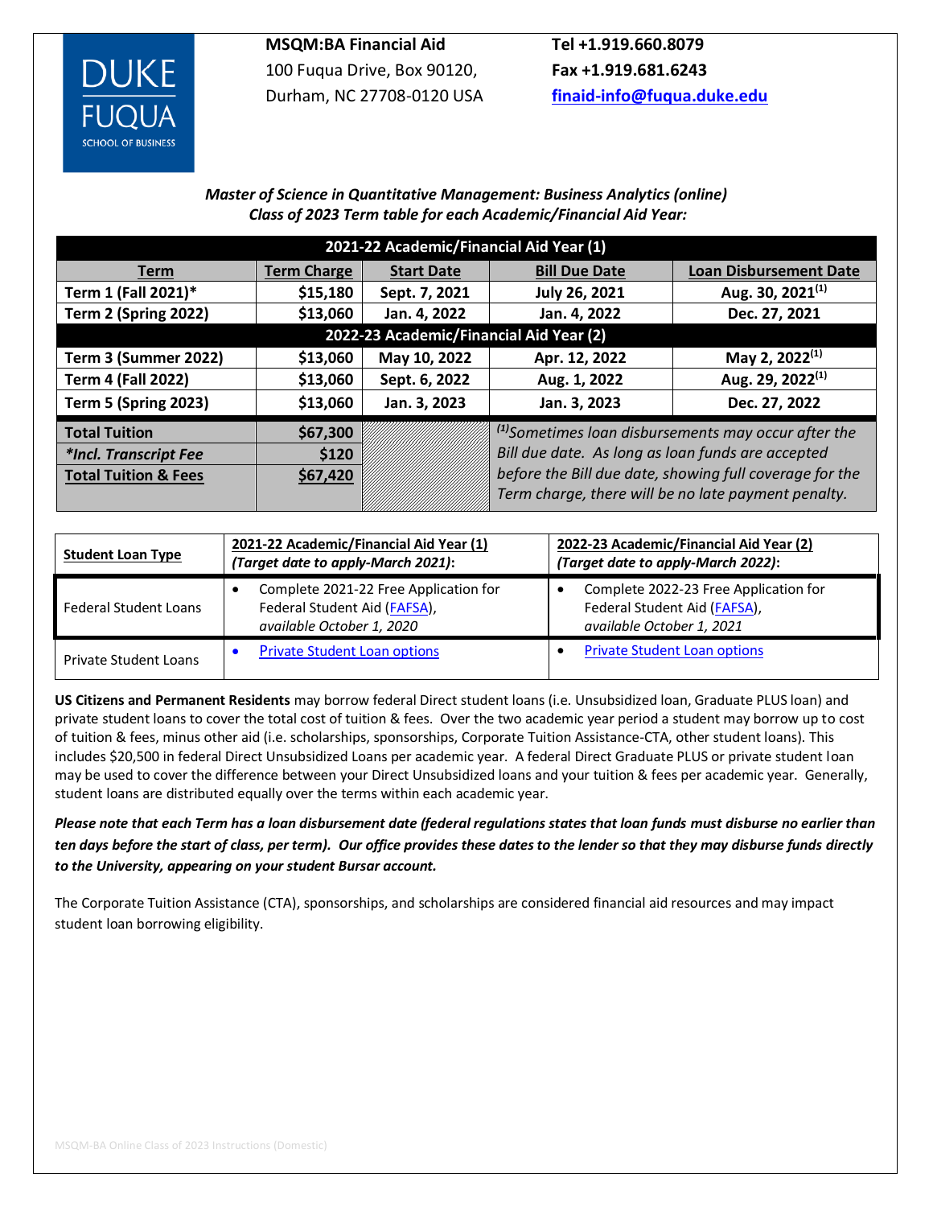DUKE FUQUA SCHOOL OF BUSINESS

**MSQM:BA Financial Aid**
100 Fuqua Drive, Box 90120,
Durham, NC 27708-0120 USA

**Tel +1.919.660.8079**
**Fax +1.919.681.6243**
**finaid-info@fuqua.duke.edu**

***Master of Science in Quantitative Management: Business Analytics (online)***
***Class of 2023 Term table for each Academic/Financial Aid Year:***

| Term | Term Charge | Start Date | Bill Due Date | Loan Disbursement Date |
|---|---|---|---|---|
| **2021-22 Academic/Financial Aid Year (1)** | | | | |
| Term 1 (Fall 2021)* | $15,180 | Sept. 7, 2021 | July 26, 2021 | Aug. 30, 2021[(1)] |
| Term 2 (Spring 2022) | $13,060 | Jan. 4, 2022 | Jan. 4, 2022 | Dec. 27, 2021 |
| **2022-23 Academic/Financial Aid Year (2)** | | | | |
| Term 3 (Summer 2022) | $13,060 | May 10, 2022 | Apr. 12, 2022 | May 2, 2022[(1)] |
| Term 4 (Fall 2022) | $13,060 | Sept. 6, 2022 | Aug. 1, 2022 | Aug. 29, 2022[(1)] |
| Term 5 (Spring 2023) | $13,060 | Jan. 3, 2023 | Jan. 3, 2023 | Dec. 27, 2022 |
| **Total Tuition** | $67,300 | | *[(1)]Sometimes loan disbursements may occur after the Bill due date. As long as loan funds are accepted before the Bill due date, showing full coverage for the Term charge, there will be no late payment penalty.* | |
| ***Incl. Transcript Fee** | $120 | | | |
| **Total Tuition & Fees** | **$67,420** | | | |

| Student Loan Type | 2021-22 Academic/Financial Aid Year (1) *(Target date to apply-March 2021)*: | 2022-23 Academic/Financial Aid Year (2) *(Target date to apply-March 2022)*: |
|---|---|---|
| Federal Student Loans | • Complete 2021-22 Free Application for Federal Student Aid (FAFSA), *available October 1, 2020* | • Complete 2022-23 Free Application for Federal Student Aid (FAFSA), *available October 1, 2021* |
| Private Student Loans | • Private Student Loan options | • Private Student Loan options |

**US Citizens and Permanent Residents** may borrow federal Direct student loans (i.e. Unsubsidized loan, Graduate PLUS loan) and private student loans to cover the total cost of tuition & fees. Over the two academic year period a student may borrow up to cost of tuition & fees, minus other aid (i.e. scholarships, sponsorships, Corporate Tuition Assistance-CTA, other student loans). This includes $20,500 in federal Direct Unsubsidized Loans per academic year. A federal Direct Graduate PLUS or private student loan may be used to cover the difference between your Direct Unsubsidized loans and your tuition & fees per academic year. Generally, student loans are distributed equally over the terms within each academic year.

***Please note that each Term has a loan disbursement date (federal regulations states that loan funds must disburse no earlier than ten days before the start of class, per term). Our office provides these dates to the lender so that they may disburse funds directly to the University, appearing on your student Bursar account.***

The Corporate Tuition Assistance (CTA), sponsorships, and scholarships are considered financial aid resources and may impact student loan borrowing eligibility.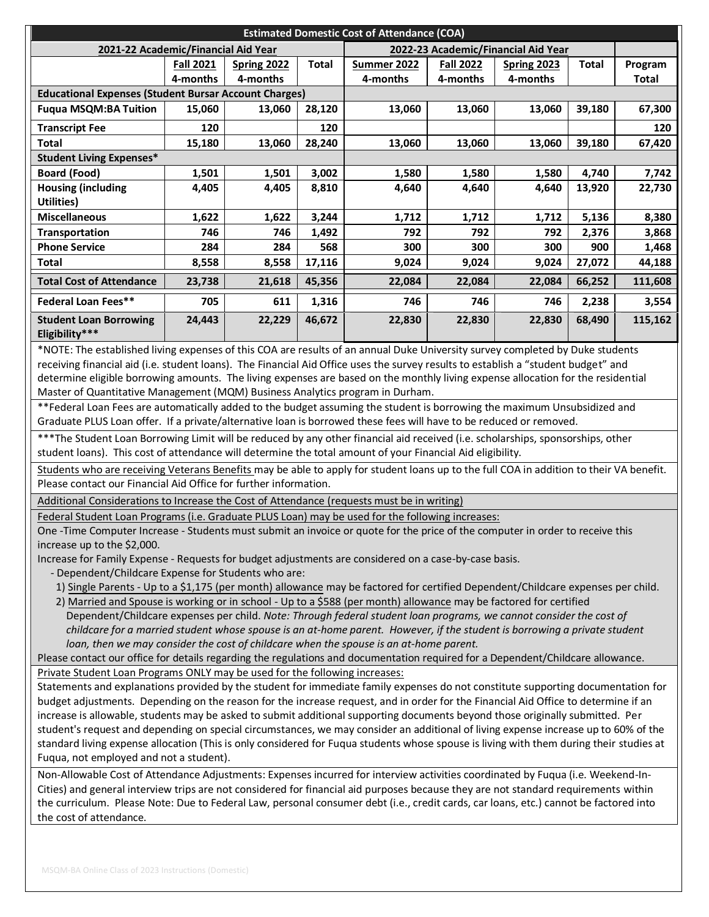| Estimated Domestic Cost of Attendance (COA) | | | | | | | | |
|---|---|---|---|---|---|---|---|---|
| | 2021-22 Academic/Financial Aid Year | | | 2022-23 Academic/Financial Aid Year | | | | |
| | Fall 2021 4-months | Spring 2022 4-months | Total | Summer 2022 4-months | Fall 2022 4-months | Spring 2023 4-months | Total | Program Total |
| **Educational Expenses (Student Bursar Account Charges)** | | | | | | | | |
| **Fuqua MSQM:BA Tuition** | 15,060 | 13,060 | 28,120 | 13,060 | 13,060 | 13,060 | 39,180 | 67,300 |
| **Transcript Fee** | 120 | | 120 | | | | | 120 |
| **Total** | 15,180 | 13,060 | 28,240 | 13,060 | 13,060 | 13,060 | 39,180 | 67,420 |
| **Student Living Expenses*** | | | | | | | | |
| **Board (Food)** | 1,501 | 1,501 | 3,002 | 1,580 | 1,580 | 1,580 | 4,740 | 7,742 |
| **Housing (including Utilities)** | 4,405 | 4,405 | 8,810 | 4,640 | 4,640 | 4,640 | 13,920 | 22,730 |
| **Miscellaneous** | 1,622 | 1,622 | 3,244 | 1,712 | 1,712 | 1,712 | 5,136 | 8,380 |
| **Transportation** | 746 | 746 | 1,492 | 792 | 792 | 792 | 2,376 | 3,868 |
| **Phone Service** | 284 | 284 | 568 | 300 | 300 | 300 | 900 | 1,468 |
| **Total** | 8,558 | 8,558 | 17,116 | 9,024 | 9,024 | 9,024 | 27,072 | 44,188 |
| **Total Cost of Attendance** | 23,738 | 21,618 | 45,356 | 22,084 | 22,084 | 22,084 | 66,252 | 111,608 |
| **Federal Loan Fees**** | 705 | 611 | 1,316 | 746 | 746 | 746 | 2,238 | 3,554 |
| **Student Loan Borrowing Eligibility***** | 24,443 | 22,229 | 46,672 | 22,830 | 22,830 | 22,830 | 68,490 | 115,162 |

*NOTE: The established living expenses of this COA are results of an annual Duke University survey completed by Duke students receiving financial aid (i.e. student loans). The Financial Aid Office uses the survey results to establish a "student budget" and determine eligible borrowing amounts. The living expenses are based on the monthly living expense allocation for the residential Master of Quantitative Management (MQM) Business Analytics program in Durham.

**Federal Loan Fees are automatically added to the budget assuming the student is borrowing the maximum Unsubsidized and Graduate PLUS Loan offer. If a private/alternative loan is borrowed these fees will have to be reduced or removed.

***The Student Loan Borrowing Limit will be reduced by any other financial aid received (i.e. scholarships, sponsorships, other student loans). This cost of attendance will determine the total amount of your Financial Aid eligibility.

Students who are receiving Veterans Benefits may be able to apply for student loans up to the full COA in addition to their VA benefit. Please contact our Financial Aid Office for further information.

Additional Considerations to Increase the Cost of Attendance (requests must be in writing)

Federal Student Loan Programs (i.e. Graduate PLUS Loan) may be used for the following increases:

One -Time Computer Increase - Students must submit an invoice or quote for the price of the computer in order to receive this increase up to the $2,000.

Increase for Family Expense - Requests for budget adjustments are considered on a case-by-case basis.

- Dependent/Childcare Expense for Students who are:
  1) Single Parents - Up to a $1,175 (per month) allowance may be factored for certified Dependent/Childcare expenses per child.
  2) Married and Spouse is working or in school - Up to a $588 (per month) allowance may be factored for certified Dependent/Childcare expenses per child. *Note: Through federal student loan programs, we cannot consider the cost of childcare for a married student whose spouse is an at-home parent. However, if the student is borrowing a private student loan, then we may consider the cost of childcare when the spouse is an at-home parent.*

Please contact our office for details regarding the regulations and documentation required for a Dependent/Childcare allowance.

Private Student Loan Programs ONLY may be used for the following increases:

Statements and explanations provided by the student for immediate family expenses do not constitute supporting documentation for budget adjustments. Depending on the reason for the increase request, and in order for the Financial Aid Office to determine if an increase is allowable, students may be asked to submit additional supporting documents beyond those originally submitted. Per student's request and depending on special circumstances, we may consider an additional of living expense increase up to 60% of the standard living expense allocation (This is only considered for Fuqua students whose spouse is living with them during their studies at Fuqua, not employed and not a student).

Non-Allowable Cost of Attendance Adjustments: Expenses incurred for interview activities coordinated by Fuqua (i.e. Weekend-In-Cities) and general interview trips are not considered for financial aid purposes because they are not standard requirements within the curriculum. Please Note: Due to Federal Law, personal consumer debt (i.e., credit cards, car loans, etc.) cannot be factored into the cost of attendance.